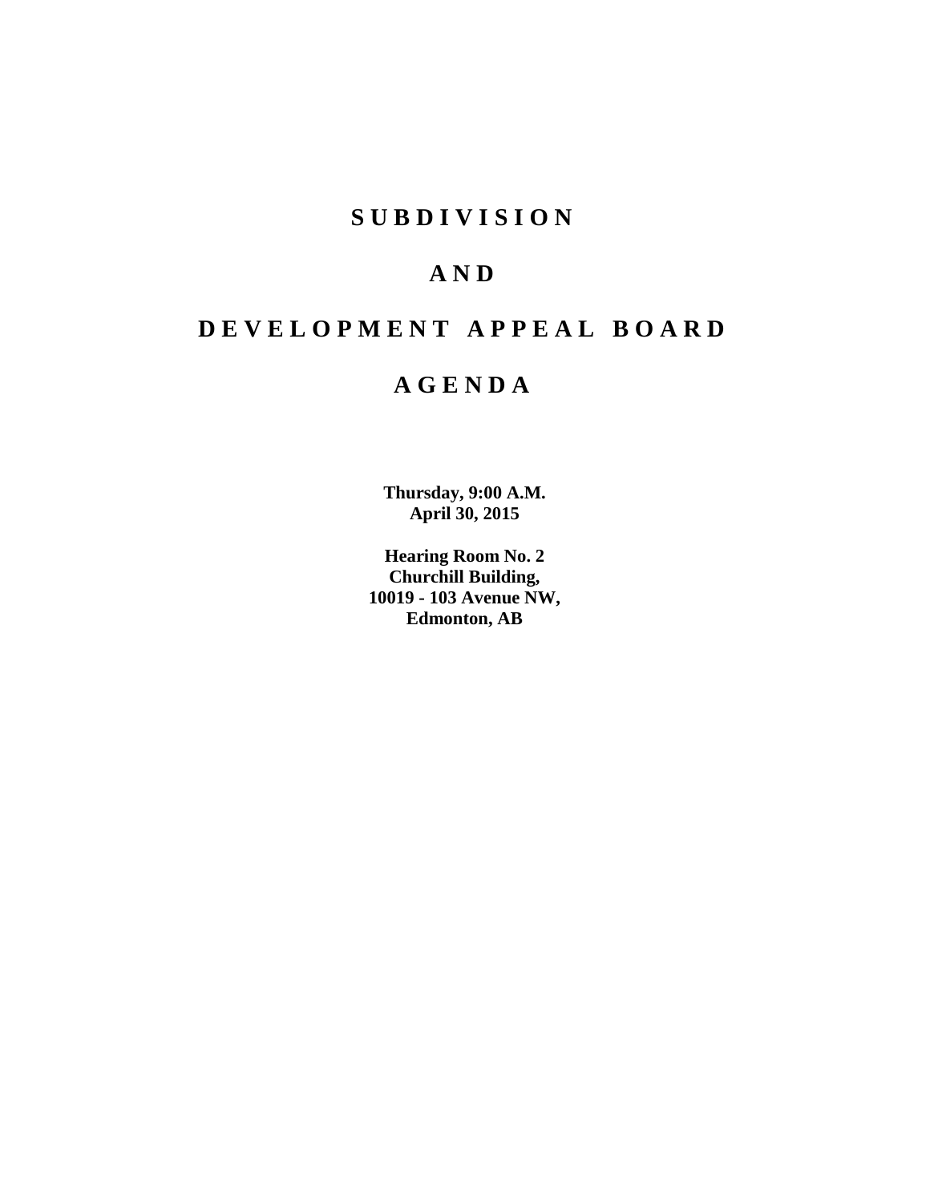# SUBDIVISION

# AND

# DEVELOPMENT APPEAL BOARD

# AGENDA

**Thursday, 9:00 A.M.**
**April 30, 2015**

**Hearing Room No. 2**
**Churchill Building,**
**10019 - 103 Avenue NW,**
**Edmonton, AB**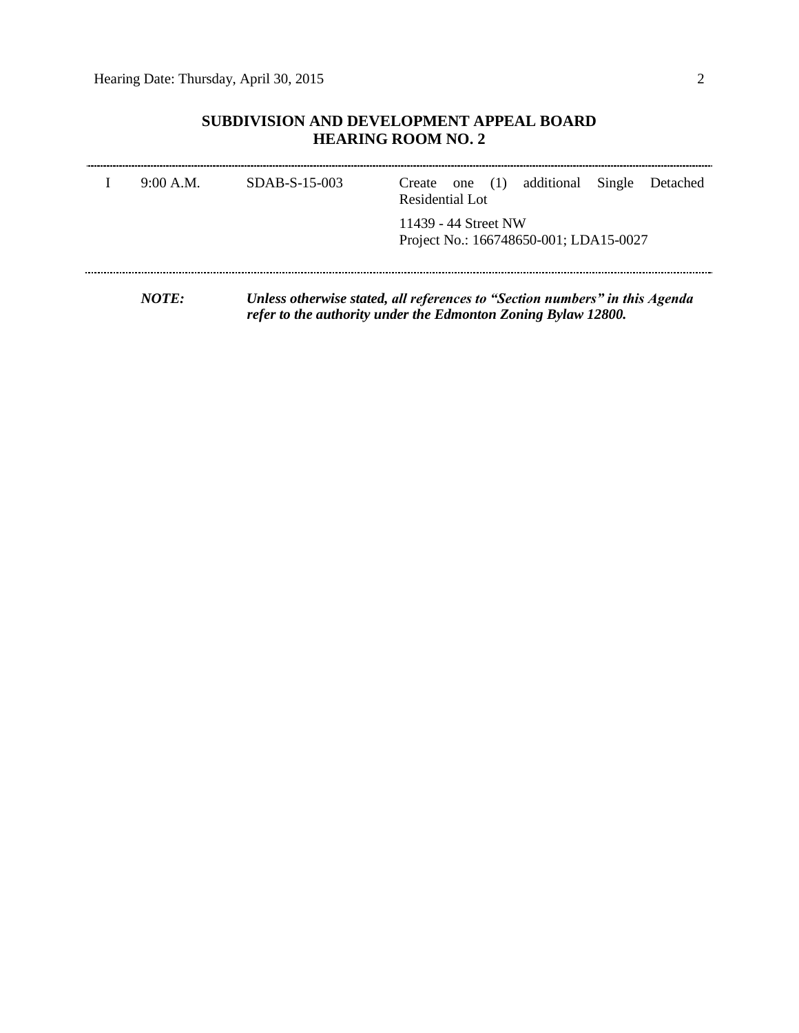## SUBDIVISION AND DEVELOPMENT APPEAL BOARD
## HEARING ROOM NO. 2

---

| | | | |
|---|---|---|---|
| I | 9:00 A.M. | SDAB-S-15-003 | Create one (1) additional Single Detached Residential Lot<br><br>11439 - 44 Street NW<br>Project No.: 166748650-001; LDA15-0027 |

---

***NOTE:*** ***Unless otherwise stated, all references to "Section numbers" in this Agenda refer to the authority under the Edmonton Zoning Bylaw 12800.***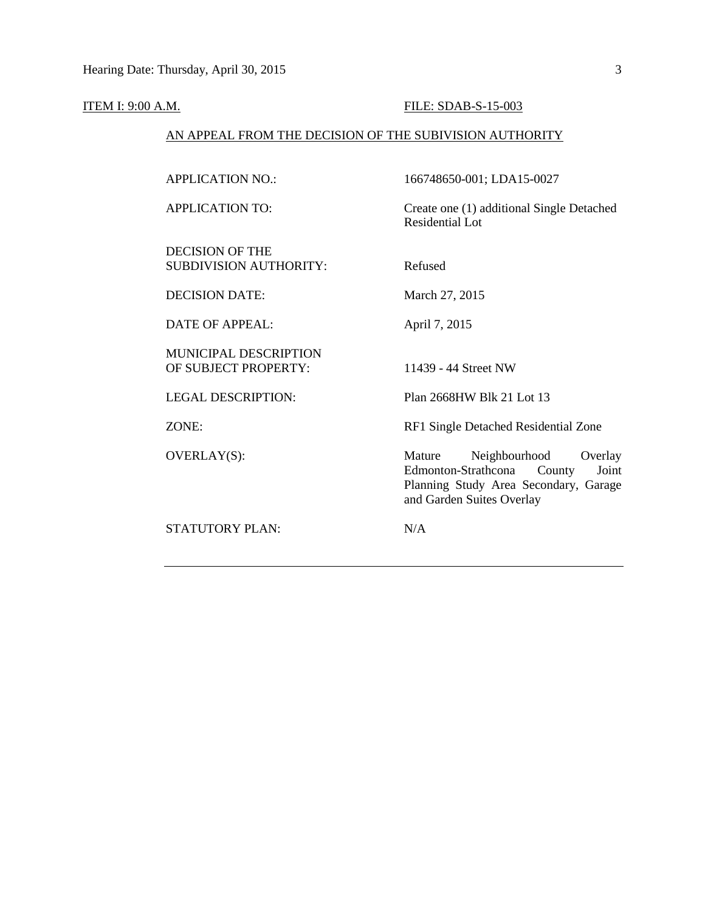ITEM I: 9:00 A.M. FILE: SDAB-S-15-003

AN APPEAL FROM THE DECISION OF THE SUBIVISION AUTHORITY

| | |
|---|---|
| APPLICATION NO.: | 166748650-001; LDA15-0027 |
| APPLICATION TO: | Create one (1) additional Single Detached Residential Lot |
| DECISION OF THE SUBDIVISION AUTHORITY: | Refused |
| DECISION DATE: | March 27, 2015 |
| DATE OF APPEAL: | April 7, 2015 |
| MUNICIPAL DESCRIPTION OF SUBJECT PROPERTY: | 11439 - 44 Street NW |
| LEGAL DESCRIPTION: | Plan 2668HW Blk 21 Lot 13 |
| ZONE: | RF1 Single Detached Residential Zone |
| OVERLAY(S): | Mature Neighbourhood Overlay Edmonton-Strathcona County Joint Planning Study Area Secondary, Garage and Garden Suites Overlay |
| STATUTORY PLAN: | N/A |

---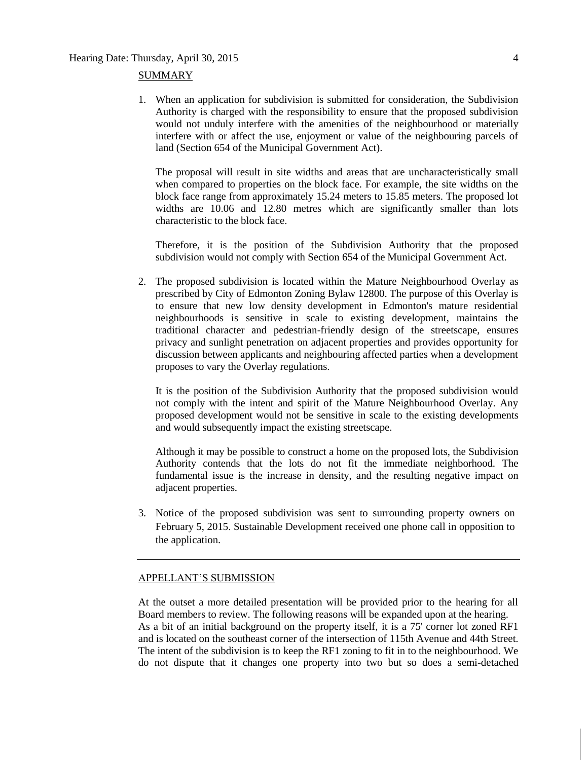SUMMARY

1. When an application for subdivision is submitted for consideration, the Subdivision Authority is charged with the responsibility to ensure that the proposed subdivision would not unduly interfere with the amenities of the neighbourhood or materially interfere with or affect the use, enjoyment or value of the neighbouring parcels of land (Section 654 of the Municipal Government Act).

   The proposal will result in site widths and areas that are uncharacteristically small when compared to properties on the block face. For example, the site widths on the block face range from approximately 15.24 meters to 15.85 meters. The proposed lot widths are 10.06 and 12.80 metres which are significantly smaller than lots characteristic to the block face.

   Therefore, it is the position of the Subdivision Authority that the proposed subdivision would not comply with Section 654 of the Municipal Government Act.

2. The proposed subdivision is located within the Mature Neighbourhood Overlay as prescribed by City of Edmonton Zoning Bylaw 12800. The purpose of this Overlay is to ensure that new low density development in Edmonton's mature residential neighbourhoods is sensitive in scale to existing development, maintains the traditional character and pedestrian-friendly design of the streetscape, ensures privacy and sunlight penetration on adjacent properties and provides opportunity for discussion between applicants and neighbouring affected parties when a development proposes to vary the Overlay regulations.

   It is the position of the Subdivision Authority that the proposed subdivision would not comply with the intent and spirit of the Mature Neighbourhood Overlay. Any proposed development would not be sensitive in scale to the existing developments and would subsequently impact the existing streetscape.

   Although it may be possible to construct a home on the proposed lots, the Subdivision Authority contends that the lots do not fit the immediate neighborhood. The fundamental issue is the increase in density, and the resulting negative impact on adjacent properties.

3. Notice of the proposed subdivision was sent to surrounding property owners on February 5, 2015. Sustainable Development received one phone call in opposition to the application.

---

APPELLANT'S SUBMISSION

At the outset a more detailed presentation will be provided prior to the hearing for all Board members to review. The following reasons will be expanded upon at the hearing.
As a bit of an initial background on the property itself, it is a 75' corner lot zoned RF1 and is located on the southeast corner of the intersection of 115th Avenue and 44th Street. The intent of the subdivision is to keep the RF1 zoning to fit in to the neighbourhood. We do not dispute that it changes one property into two but so does a semi-detached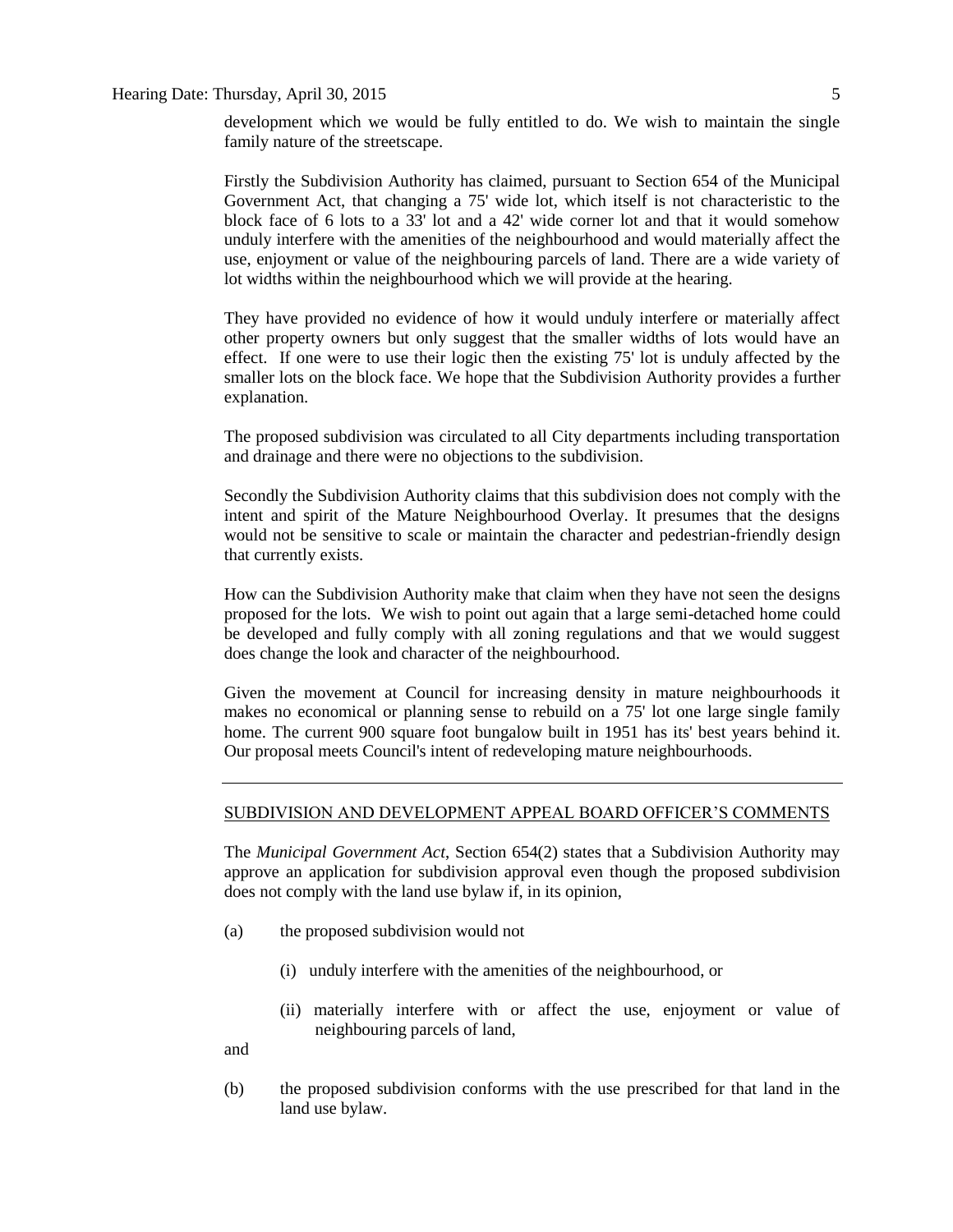development which we would be fully entitled to do. We wish to maintain the single family nature of the streetscape.

Firstly the Subdivision Authority has claimed, pursuant to Section 654 of the Municipal Government Act, that changing a 75' wide lot, which itself is not characteristic to the block face of 6 lots to a 33' lot and a 42' wide corner lot and that it would somehow unduly interfere with the amenities of the neighbourhood and would materially affect the use, enjoyment or value of the neighbouring parcels of land. There are a wide variety of lot widths within the neighbourhood which we will provide at the hearing.

They have provided no evidence of how it would unduly interfere or materially affect other property owners but only suggest that the smaller widths of lots would have an effect. If one were to use their logic then the existing 75' lot is unduly affected by the smaller lots on the block face. We hope that the Subdivision Authority provides a further explanation.

The proposed subdivision was circulated to all City departments including transportation and drainage and there were no objections to the subdivision.

Secondly the Subdivision Authority claims that this subdivision does not comply with the intent and spirit of the Mature Neighbourhood Overlay. It presumes that the designs would not be sensitive to scale or maintain the character and pedestrian-friendly design that currently exists.

How can the Subdivision Authority make that claim when they have not seen the designs proposed for the lots. We wish to point out again that a large semi-detached home could be developed and fully comply with all zoning regulations and that we would suggest does change the look and character of the neighbourhood.

Given the movement at Council for increasing density in mature neighbourhoods it makes no economical or planning sense to rebuild on a 75' lot one large single family home. The current 900 square foot bungalow built in 1951 has its' best years behind it. Our proposal meets Council's intent of redeveloping mature neighbourhoods.

---

## SUBDIVISION AND DEVELOPMENT APPEAL BOARD OFFICER'S COMMENTS

The *Municipal Government Act*, Section 654(2) states that a Subdivision Authority may approve an application for subdivision approval even though the proposed subdivision does not comply with the land use bylaw if, in its opinion,

(a) the proposed subdivision would not

  (i) unduly interfere with the amenities of the neighbourhood, or

  (ii) materially interfere with or affect the use, enjoyment or value of neighbouring parcels of land,

and

(b) the proposed subdivision conforms with the use prescribed for that land in the land use bylaw.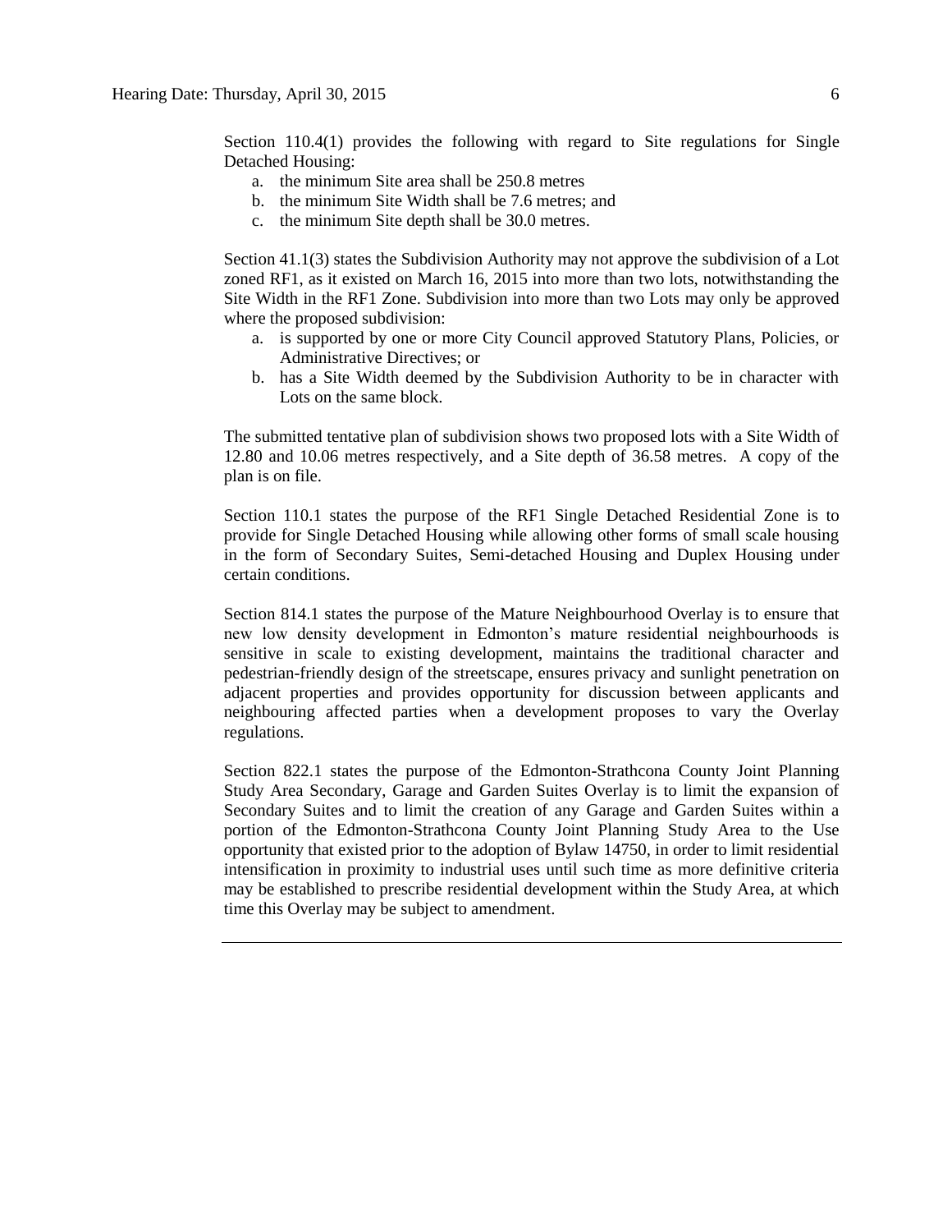Section 110.4(1) provides the following with regard to Site regulations for Single Detached Housing:

a. the minimum Site area shall be 250.8 metres
b. the minimum Site Width shall be 7.6 metres; and
c. the minimum Site depth shall be 30.0 metres.

Section 41.1(3) states the Subdivision Authority may not approve the subdivision of a Lot zoned RF1, as it existed on March 16, 2015 into more than two lots, notwithstanding the Site Width in the RF1 Zone. Subdivision into more than two Lots may only be approved where the proposed subdivision:

a. is supported by one or more City Council approved Statutory Plans, Policies, or Administrative Directives; or
b. has a Site Width deemed by the Subdivision Authority to be in character with Lots on the same block.

The submitted tentative plan of subdivision shows two proposed lots with a Site Width of 12.80 and 10.06 metres respectively, and a Site depth of 36.58 metres. A copy of the plan is on file.

Section 110.1 states the purpose of the RF1 Single Detached Residential Zone is to provide for Single Detached Housing while allowing other forms of small scale housing in the form of Secondary Suites, Semi-detached Housing and Duplex Housing under certain conditions.

Section 814.1 states the purpose of the Mature Neighbourhood Overlay is to ensure that new low density development in Edmonton's mature residential neighbourhoods is sensitive in scale to existing development, maintains the traditional character and pedestrian-friendly design of the streetscape, ensures privacy and sunlight penetration on adjacent properties and provides opportunity for discussion between applicants and neighbouring affected parties when a development proposes to vary the Overlay regulations.

Section 822.1 states the purpose of the Edmonton-Strathcona County Joint Planning Study Area Secondary, Garage and Garden Suites Overlay is to limit the expansion of Secondary Suites and to limit the creation of any Garage and Garden Suites within a portion of the Edmonton-Strathcona County Joint Planning Study Area to the Use opportunity that existed prior to the adoption of Bylaw 14750, in order to limit residential intensification in proximity to industrial uses until such time as more definitive criteria may be established to prescribe residential development within the Study Area, at which time this Overlay may be subject to amendment.

---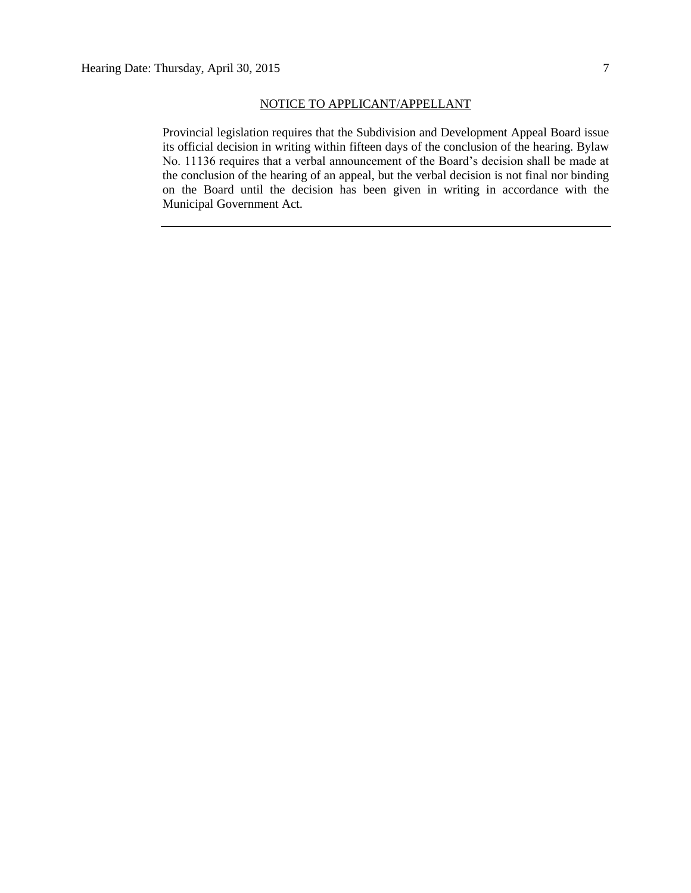## NOTICE TO APPLICANT/APPELLANT

Provincial legislation requires that the Subdivision and Development Appeal Board issue its official decision in writing within fifteen days of the conclusion of the hearing. Bylaw No. 11136 requires that a verbal announcement of the Board's decision shall be made at the conclusion of the hearing of an appeal, but the verbal decision is not final nor binding on the Board until the decision has been given in writing in accordance with the Municipal Government Act.

---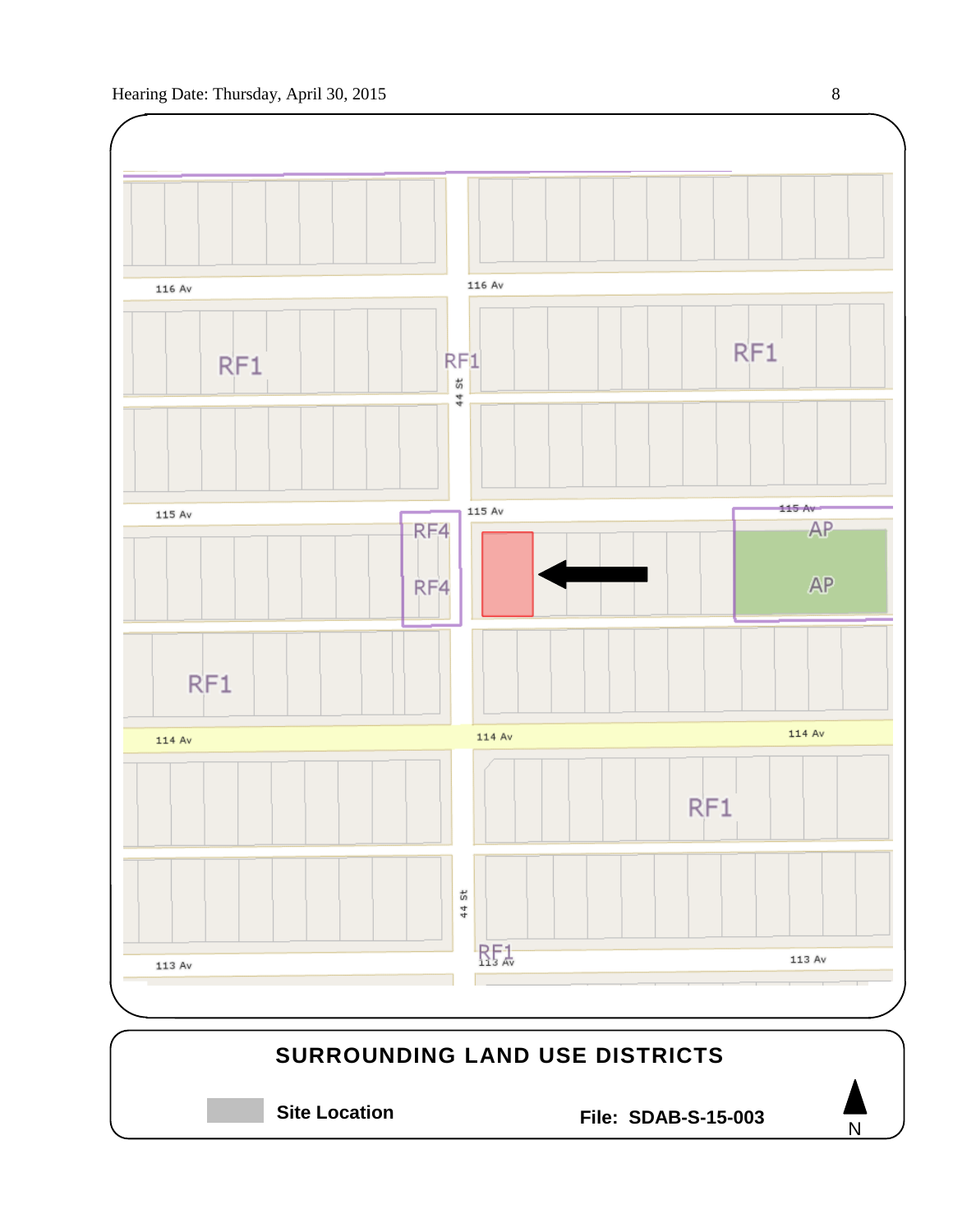116 Av

116 Av

RF1

RF1

RF1

44 St

115 Av

115 Av

115 Av

RF4

RF4

AP

AP

RF1

114 Av

114 Av

114 Av

RF1

44 St

RF1

113 Av

113 Av

113 Av

**SURROUNDING LAND USE DISTRICTS**

**Site Location**

**File: SDAB-S-15-003**

N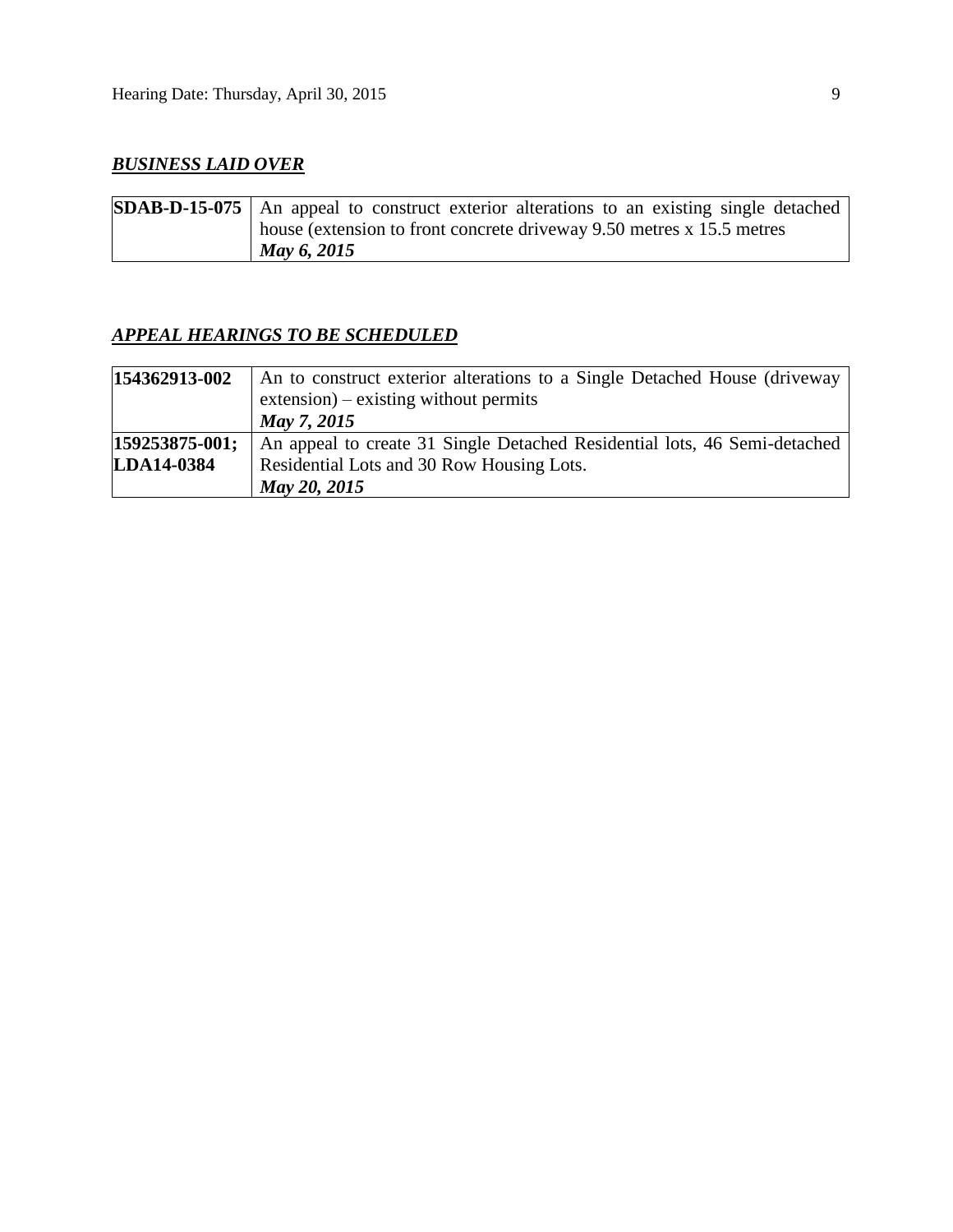***BUSINESS LAID OVER***

| | |
|---|---|
| **SDAB-D-15-075** | An appeal to construct exterior alterations to an existing single detached house (extension to front concrete driveway 9.50 metres x 15.5 metres<br>***May 6, 2015*** |

***APPEAL HEARINGS TO BE SCHEDULED***

| | |
|---|---|
| **154362913-002** | An to construct exterior alterations to a Single Detached House (driveway extension) – existing without permits<br>***May 7, 2015*** |
| **159253875-001; LDA14-0384** | An appeal to create 31 Single Detached Residential lots, 46 Semi-detached Residential Lots and 30 Row Housing Lots.<br>***May 20, 2015*** |